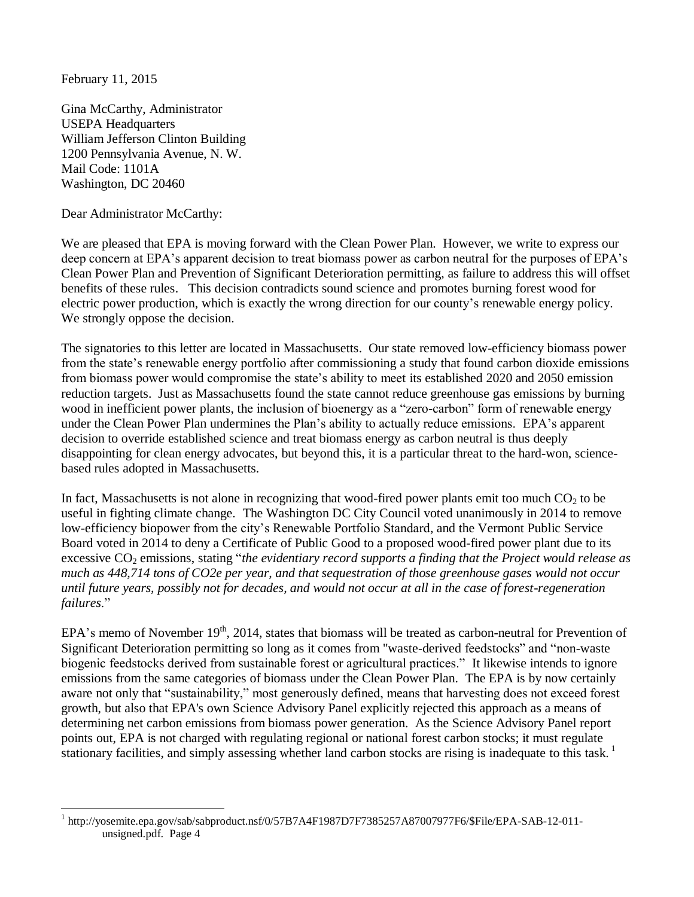February 11, 2015

Gina McCarthy, Administrator
USEPA Headquarters
William Jefferson Clinton Building
1200 Pennsylvania Avenue, N. W.
Mail Code: 1101A
Washington, DC 20460

Dear Administrator McCarthy:

We are pleased that EPA is moving forward with the Clean Power Plan. However, we write to express our deep concern at EPA's apparent decision to treat biomass power as carbon neutral for the purposes of EPA's Clean Power Plan and Prevention of Significant Deterioration permitting, as failure to address this will offset benefits of these rules. This decision contradicts sound science and promotes burning forest wood for electric power production, which is exactly the wrong direction for our county's renewable energy policy. We strongly oppose the decision.

The signatories to this letter are located in Massachusetts. Our state removed low-efficiency biomass power from the state's renewable energy portfolio after commissioning a study that found carbon dioxide emissions from biomass power would compromise the state's ability to meet its established 2020 and 2050 emission reduction targets. Just as Massachusetts found the state cannot reduce greenhouse gas emissions by burning wood in inefficient power plants, the inclusion of bioenergy as a "zero-carbon" form of renewable energy under the Clean Power Plan undermines the Plan's ability to actually reduce emissions. EPA's apparent decision to override established science and treat biomass energy as carbon neutral is thus deeply disappointing for clean energy advocates, but beyond this, it is a particular threat to the hard-won, science-based rules adopted in Massachusetts.

In fact, Massachusetts is not alone in recognizing that wood-fired power plants emit too much $CO_2$ to be useful in fighting climate change. The Washington DC City Council voted unanimously in 2014 to remove low-efficiency biopower from the city's Renewable Portfolio Standard, and the Vermont Public Service Board voted in 2014 to deny a Certificate of Public Good to a proposed wood-fired power plant due to its excessive $CO_2$ emissions, stating "*the evidentiary record supports a finding that the Project would release as much as 448,714 tons of CO2e per year, and that sequestration of those greenhouse gases would not occur until future years, possibly not for decades, and would not occur at all in the case of forest-regeneration failures*."

EPA's memo of November 19th, 2014, states that biomass will be treated as carbon-neutral for Prevention of Significant Deterioration permitting so long as it comes from "waste-derived feedstocks" and "non-waste biogenic feedstocks derived from sustainable forest or agricultural practices." It likewise intends to ignore emissions from the same categories of biomass under the Clean Power Plan. The EPA is by now certainly aware not only that "sustainability," most generously defined, means that harvesting does not exceed forest growth, but also that EPA's own Science Advisory Panel explicitly rejected this approach as a means of determining net carbon emissions from biomass power generation. As the Science Advisory Panel report points out, EPA is not charged with regulating regional or national forest carbon stocks; it must regulate stationary facilities, and simply assessing whether land carbon stocks are rising is inadequate to this task.[1]

[1] http://yosemite.epa.gov/sab/sabproduct.nsf/0/57B7A4F1987D7F7385257A87007977F6/$File/EPA-SAB-12-011-unsigned.pdf. Page 4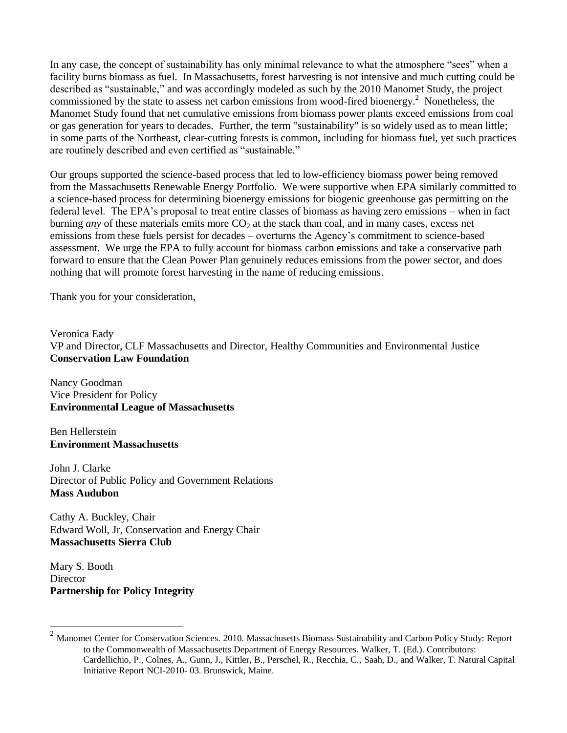In any case, the concept of sustainability has only minimal relevance to what the atmosphere "sees" when a facility burns biomass as fuel. In Massachusetts, forest harvesting is not intensive and much cutting could be described as "sustainable," and was accordingly modeled as such by the 2010 Manomet Study, the project commissioned by the state to assess net carbon emissions from wood-fired bioenergy.[2] Nonetheless, the Manomet Study found that net cumulative emissions from biomass power plants exceed emissions from coal or gas generation for years to decades. Further, the term "sustainability" is so widely used as to mean little; in some parts of the Northeast, clear-cutting forests is common, including for biomass fuel, yet such practices are routinely described and even certified as "sustainable."

Our groups supported the science-based process that led to low-efficiency biomass power being removed from the Massachusetts Renewable Energy Portfolio. We were supportive when EPA similarly committed to a science-based process for determining bioenergy emissions for biogenic greenhouse gas permitting on the federal level. The EPA's proposal to treat entire classes of biomass as having zero emissions – when in fact burning *any* of these materials emits more $CO_2$ at the stack than coal, and in many cases, excess net emissions from these fuels persist for decades – overturns the Agency's commitment to science-based assessment. We urge the EPA to fully account for biomass carbon emissions and take a conservative path forward to ensure that the Clean Power Plan genuinely reduces emissions from the power sector, and does nothing that will promote forest harvesting in the name of reducing emissions.

Thank you for your consideration,

Veronica Eady
VP and Director, CLF Massachusetts and Director, Healthy Communities and Environmental Justice
**Conservation Law Foundation**

Nancy Goodman
Vice President for Policy
**Environmental League of Massachusetts**

Ben Hellerstein
**Environment Massachusetts**

John J. Clarke
Director of Public Policy and Government Relations
**Mass Audubon**

Cathy A. Buckley, Chair
Edward Woll, Jr, Conservation and Energy Chair
**Massachusetts Sierra Club**

Mary S. Booth
Director
**Partnership for Policy Integrity**

---

[2] Manomet Center for Conservation Sciences. 2010. Massachusetts Biomass Sustainability and Carbon Policy Study: Report to the Commonwealth of Massachusetts Department of Energy Resources. Walker, T. (Ed.). Contributors: Cardellichio, P., Colnes, A., Gunn, J., Kittler, B., Perschel, R., Recchia, C., Saah, D., and Walker, T. Natural Capital Initiative Report NCI-2010- 03. Brunswick, Maine.